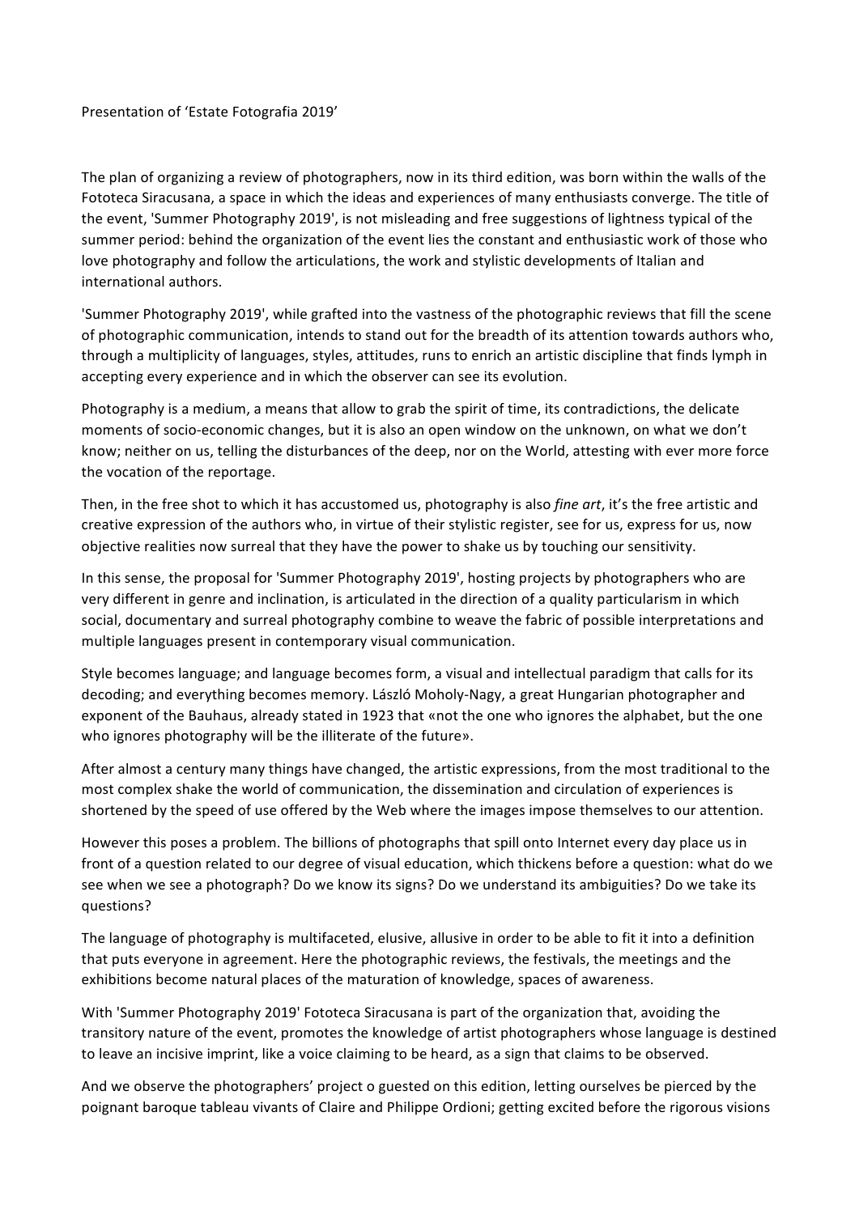Presentation of 'Estate Fotografia 2019'

The plan of organizing a review of photographers, now in its third edition, was born within the walls of the Fototeca Siracusana, a space in which the ideas and experiences of many enthusiasts converge. The title of the event, 'Summer Photography 2019', is not misleading and free suggestions of lightness typical of the summer period: behind the organization of the event lies the constant and enthusiastic work of those who love photography and follow the articulations, the work and stylistic developments of Italian and international authors.

'Summer Photography 2019', while grafted into the vastness of the photographic reviews that fill the scene of photographic communication, intends to stand out for the breadth of its attention towards authors who, through a multiplicity of languages, styles, attitudes, runs to enrich an artistic discipline that finds lymph in accepting every experience and in which the observer can see its evolution.

Photography is a medium, a means that allow to grab the spirit of time, its contradictions, the delicate moments of socio-economic changes, but it is also an open window on the unknown, on what we don't know; neither on us, telling the disturbances of the deep, nor on the World, attesting with ever more force the vocation of the reportage.

Then, in the free shot to which it has accustomed us, photography is also *fine art*, it's the free artistic and creative expression of the authors who, in virtue of their stylistic register, see for us, express for us, now objective realities now surreal that they have the power to shake us by touching our sensitivity.

In this sense, the proposal for 'Summer Photography 2019', hosting projects by photographers who are very different in genre and inclination, is articulated in the direction of a quality particularism in which social, documentary and surreal photography combine to weave the fabric of possible interpretations and multiple languages present in contemporary visual communication.

Style becomes language; and language becomes form, a visual and intellectual paradigm that calls for its decoding; and everything becomes memory. László Moholy-Nagy, a great Hungarian photographer and exponent of the Bauhaus, already stated in 1923 that «not the one who ignores the alphabet, but the one who ignores photography will be the illiterate of the future».

After almost a century many things have changed, the artistic expressions, from the most traditional to the most complex shake the world of communication, the dissemination and circulation of experiences is shortened by the speed of use offered by the Web where the images impose themselves to our attention.

However this poses a problem. The billions of photographs that spill onto Internet every day place us in front of a question related to our degree of visual education, which thickens before a question: what do we see when we see a photograph? Do we know its signs? Do we understand its ambiguities? Do we take its questions?

The language of photography is multifaceted, elusive, allusive in order to be able to fit it into a definition that puts everyone in agreement. Here the photographic reviews, the festivals, the meetings and the exhibitions become natural places of the maturation of knowledge, spaces of awareness.

With 'Summer Photography 2019' Fototeca Siracusana is part of the organization that, avoiding the transitory nature of the event, promotes the knowledge of artist photographers whose language is destined to leave an incisive imprint, like a voice claiming to be heard, as a sign that claims to be observed.

And we observe the photographers' project o guested on this edition, letting ourselves be pierced by the poignant baroque tableau vivants of Claire and Philippe Ordioni; getting excited before the rigorous visions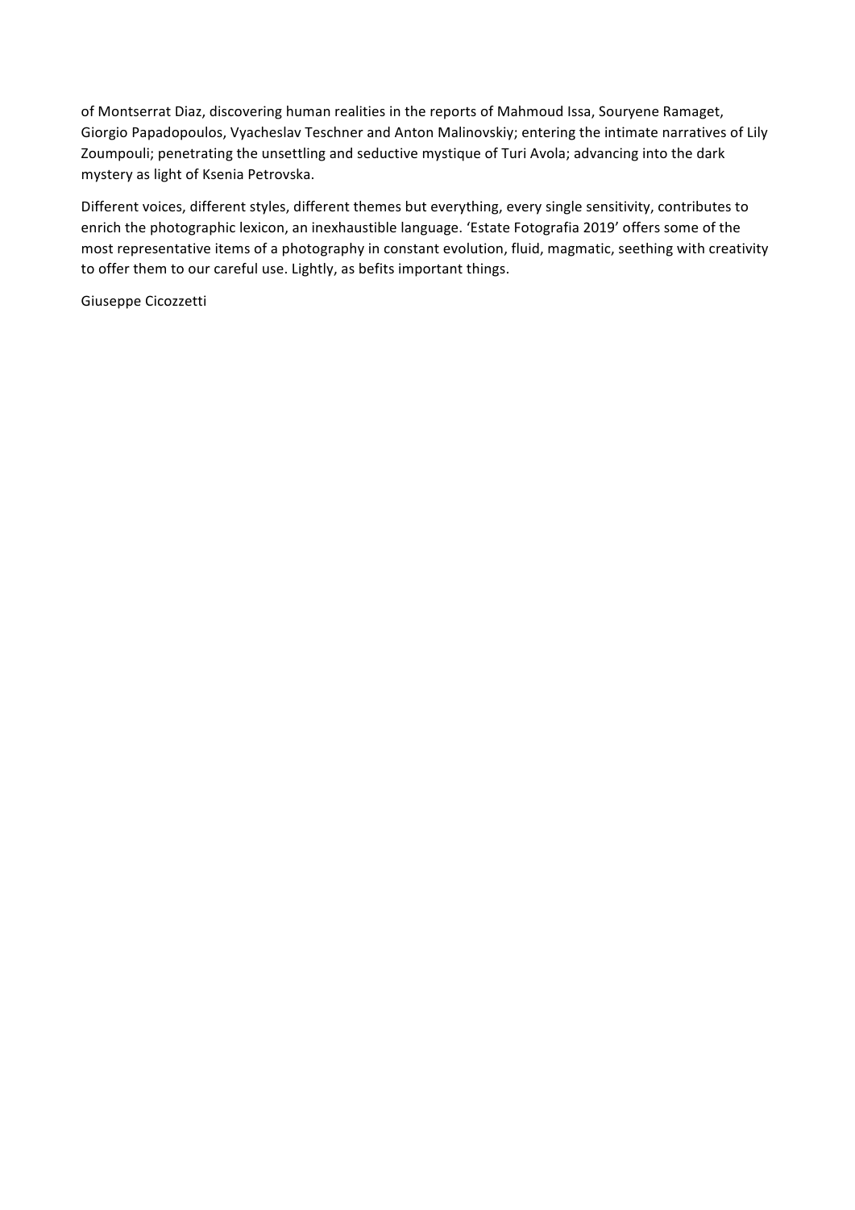of Montserrat Diaz, discovering human realities in the reports of Mahmoud Issa, Souryene Ramaget, Giorgio Papadopoulos, Vyacheslav Teschner and Anton Malinovskiy; entering the intimate narratives of Lily Zoumpouli; penetrating the unsettling and seductive mystique of Turi Avola; advancing into the dark mystery as light of Ksenia Petrovska.

Different voices, different styles, different themes but everything, every single sensitivity, contributes to enrich the photographic lexicon, an inexhaustible language. 'Estate Fotografia 2019' offers some of the most representative items of a photography in constant evolution, fluid, magmatic, seething with creativity to offer them to our careful use. Lightly, as befits important things.

Giuseppe Cicozzetti